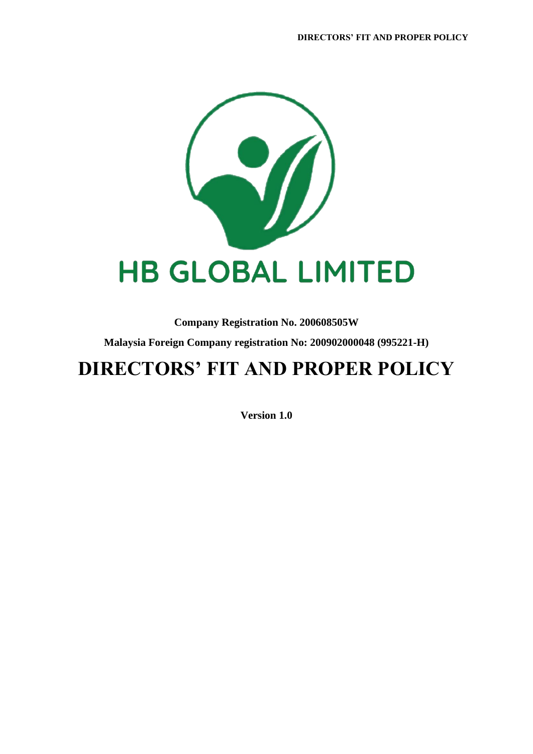# HB GLOBAL LIMITED

**Company Registration No. 200608505W**

**Malaysia Foreign Company registration No: 200902000048 (995221-H)**

# DIRECTORS' FIT AND PROPER POLICY

**Version 1.0**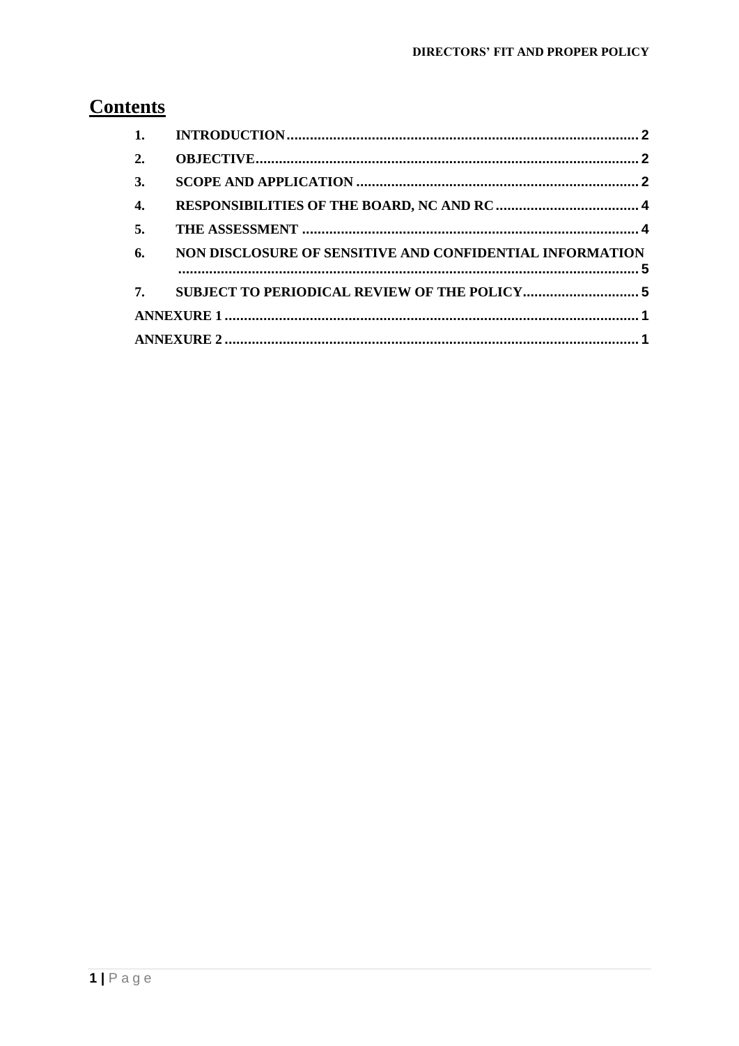# Contents

| | | |
|---|---|---|
| 1. | INTRODUCTION | 2 |
| 2. | OBJECTIVE | 2 |
| 3. | SCOPE AND APPLICATION | 2 |
| 4. | RESPONSIBILITIES OF THE BOARD, NC AND RC | 4 |
| 5. | THE ASSESSMENT | 4 |
| 6. | NON DISCLOSURE OF SENSITIVE AND CONFIDENTIAL INFORMATION | 5 |
| 7. | SUBJECT TO PERIODICAL REVIEW OF THE POLICY | 5 |
| | ANNEXURE 1 | 1 |
| | ANNEXURE 2 | 1 |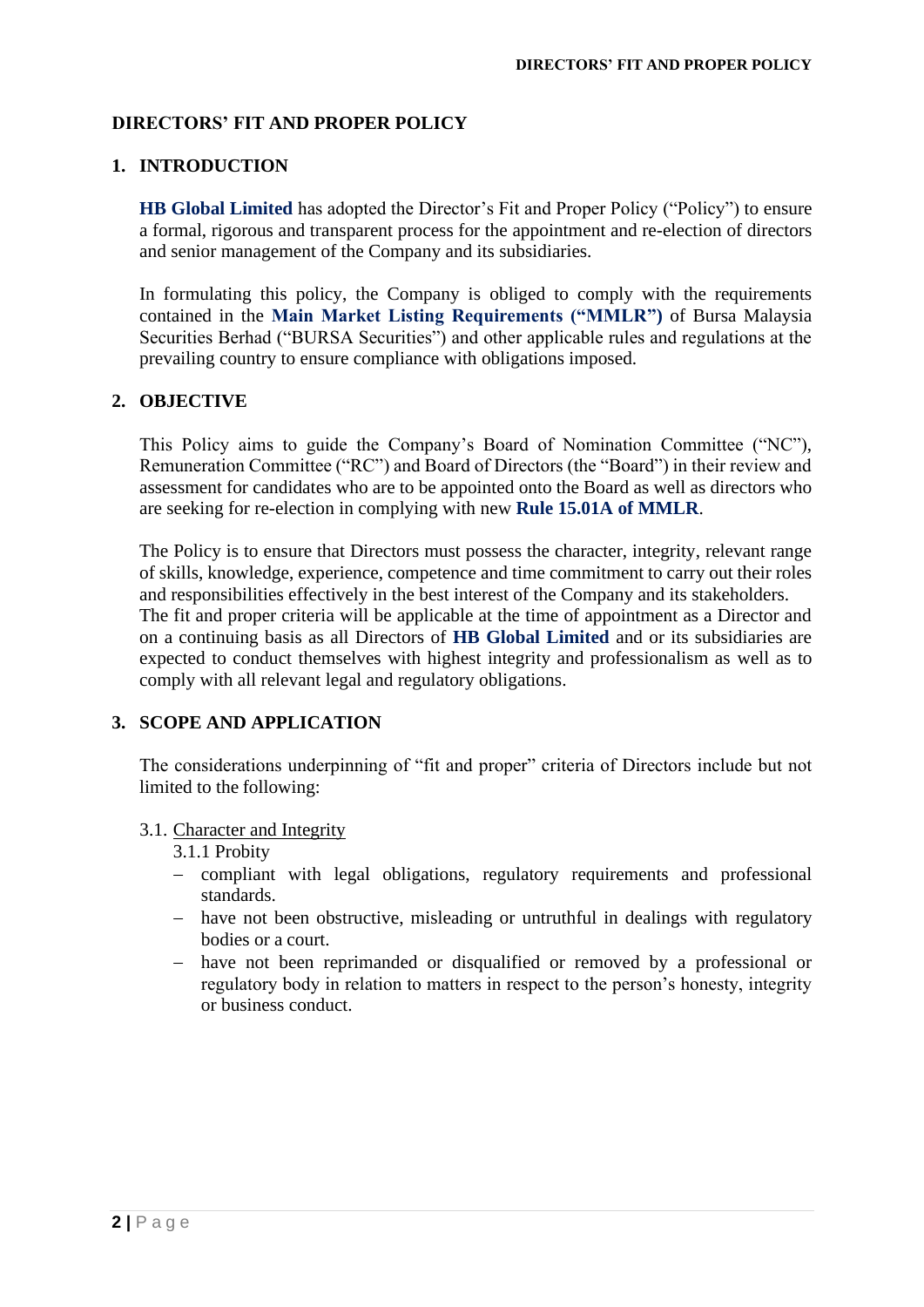# DIRECTORS' FIT AND PROPER POLICY

## 1. INTRODUCTION

**HB Global Limited** has adopted the Director's Fit and Proper Policy ("Policy") to ensure a formal, rigorous and transparent process for the appointment and re-election of directors and senior management of the Company and its subsidiaries.

In formulating this policy, the Company is obliged to comply with the requirements contained in the **Main Market Listing Requirements ("MMLR")** of Bursa Malaysia Securities Berhad ("BURSA Securities") and other applicable rules and regulations at the prevailing country to ensure compliance with obligations imposed.

## 2. OBJECTIVE

This Policy aims to guide the Company's Board of Nomination Committee ("NC"), Remuneration Committee ("RC") and Board of Directors (the "Board") in their review and assessment for candidates who are to be appointed onto the Board as well as directors who are seeking for re-election in complying with new **Rule 15.01A of MMLR**.

The Policy is to ensure that Directors must possess the character, integrity, relevant range of skills, knowledge, experience, competence and time commitment to carry out their roles and responsibilities effectively in the best interest of the Company and its stakeholders. The fit and proper criteria will be applicable at the time of appointment as a Director and on a continuing basis as all Directors of **HB Global Limited** and or its subsidiaries are expected to conduct themselves with highest integrity and professionalism as well as to comply with all relevant legal and regulatory obligations.

## 3. SCOPE AND APPLICATION

The considerations underpinning of "fit and proper" criteria of Directors include but not limited to the following:

3.1. Character and Integrity

3.1.1 Probity

- compliant with legal obligations, regulatory requirements and professional standards.
- have not been obstructive, misleading or untruthful in dealings with regulatory bodies or a court.
- have not been reprimanded or disqualified or removed by a professional or regulatory body in relation to matters in respect to the person's honesty, integrity or business conduct.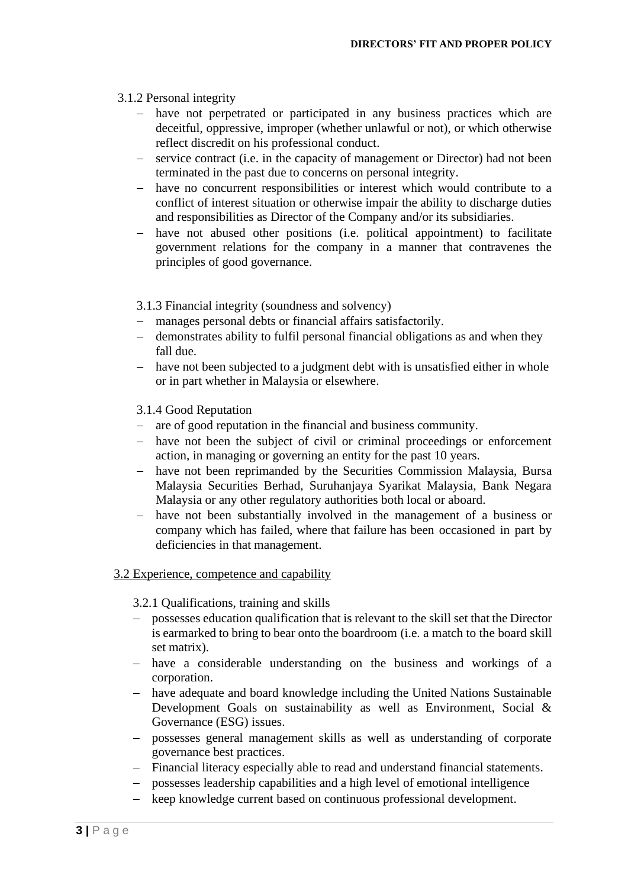3.1.2 Personal integrity

- have not perpetrated or participated in any business practices which are deceitful, oppressive, improper (whether unlawful or not), or which otherwise reflect discredit on his professional conduct.
- service contract (i.e. in the capacity of management or Director) had not been terminated in the past due to concerns on personal integrity.
- have no concurrent responsibilities or interest which would contribute to a conflict of interest situation or otherwise impair the ability to discharge duties and responsibilities as Director of the Company and/or its subsidiaries.
- have not abused other positions (i.e. political appointment) to facilitate government relations for the company in a manner that contravenes the principles of good governance.

3.1.3 Financial integrity (soundness and solvency)

- manages personal debts or financial affairs satisfactorily.
- demonstrates ability to fulfil personal financial obligations as and when they fall due.
- have not been subjected to a judgment debt with is unsatisfied either in whole or in part whether in Malaysia or elsewhere.

3.1.4 Good Reputation

- are of good reputation in the financial and business community.
- have not been the subject of civil or criminal proceedings or enforcement action, in managing or governing an entity for the past 10 years.
- have not been reprimanded by the Securities Commission Malaysia, Bursa Malaysia Securities Berhad, Suruhanjaya Syarikat Malaysia, Bank Negara Malaysia or any other regulatory authorities both local or aboard.
- have not been substantially involved in the management of a business or company which has failed, where that failure has been occasioned in part by deficiencies in that management.

<u>3.2 Experience, competence and capability</u>

3.2.1 Qualifications, training and skills

- possesses education qualification that is relevant to the skill set that the Director is earmarked to bring to bear onto the boardroom (i.e. a match to the board skill set matrix).
- have a considerable understanding on the business and workings of a corporation.
- have adequate and board knowledge including the United Nations Sustainable Development Goals on sustainability as well as Environment, Social & Governance (ESG) issues.
- possesses general management skills as well as understanding of corporate governance best practices.
- Financial literacy especially able to read and understand financial statements.
- possesses leadership capabilities and a high level of emotional intelligence
- keep knowledge current based on continuous professional development.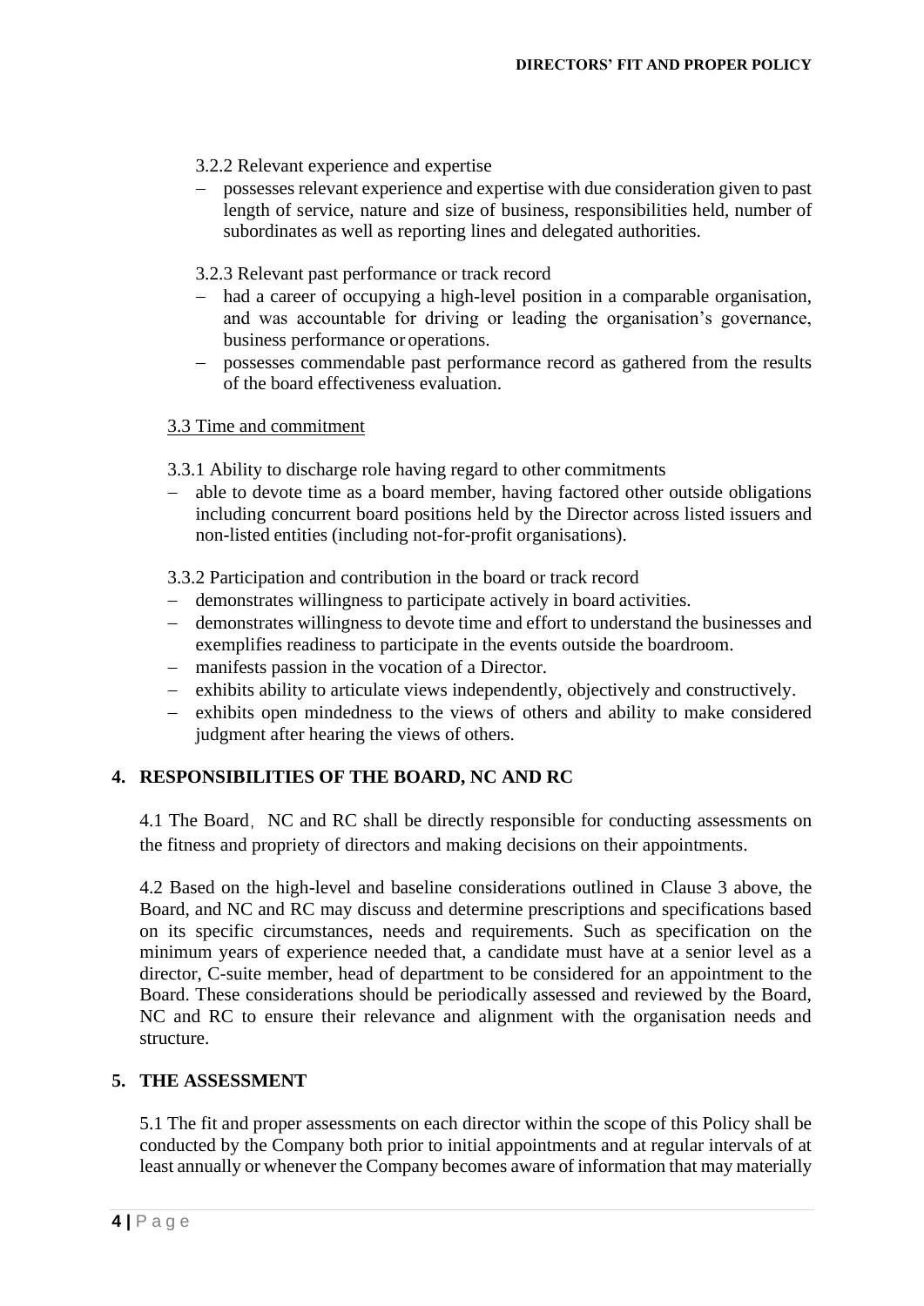3.2.2 Relevant experience and expertise

- possesses relevant experience and expertise with due consideration given to past length of service, nature and size of business, responsibilities held, number of subordinates as well as reporting lines and delegated authorities.

3.2.3 Relevant past performance or track record

- had a career of occupying a high-level position in a comparable organisation, and was accountable for driving or leading the organisation's governance, business performance or operations.
- possesses commendable past performance record as gathered from the results of the board effectiveness evaluation.

3.3 Time and commitment

3.3.1 Ability to discharge role having regard to other commitments

- able to devote time as a board member, having factored other outside obligations including concurrent board positions held by the Director across listed issuers and non-listed entities (including not-for-profit organisations).

3.3.2 Participation and contribution in the board or track record

- demonstrates willingness to participate actively in board activities.
- demonstrates willingness to devote time and effort to understand the businesses and exemplifies readiness to participate in the events outside the boardroom.
- manifests passion in the vocation of a Director.
- exhibits ability to articulate views independently, objectively and constructively.
- exhibits open mindedness to the views of others and ability to make considered judgment after hearing the views of others.

## 4. RESPONSIBILITIES OF THE BOARD, NC AND RC

4.1 The Board, NC and RC shall be directly responsible for conducting assessments on the fitness and propriety of directors and making decisions on their appointments.

4.2 Based on the high-level and baseline considerations outlined in Clause 3 above, the Board, and NC and RC may discuss and determine prescriptions and specifications based on its specific circumstances, needs and requirements. Such as specification on the minimum years of experience needed that, a candidate must have at a senior level as a director, C-suite member, head of department to be considered for an appointment to the Board. These considerations should be periodically assessed and reviewed by the Board, NC and RC to ensure their relevance and alignment with the organisation needs and structure.

## 5. THE ASSESSMENT

5.1 The fit and proper assessments on each director within the scope of this Policy shall be conducted by the Company both prior to initial appointments and at regular intervals of at least annually or whenever the Company becomes aware of information that may materially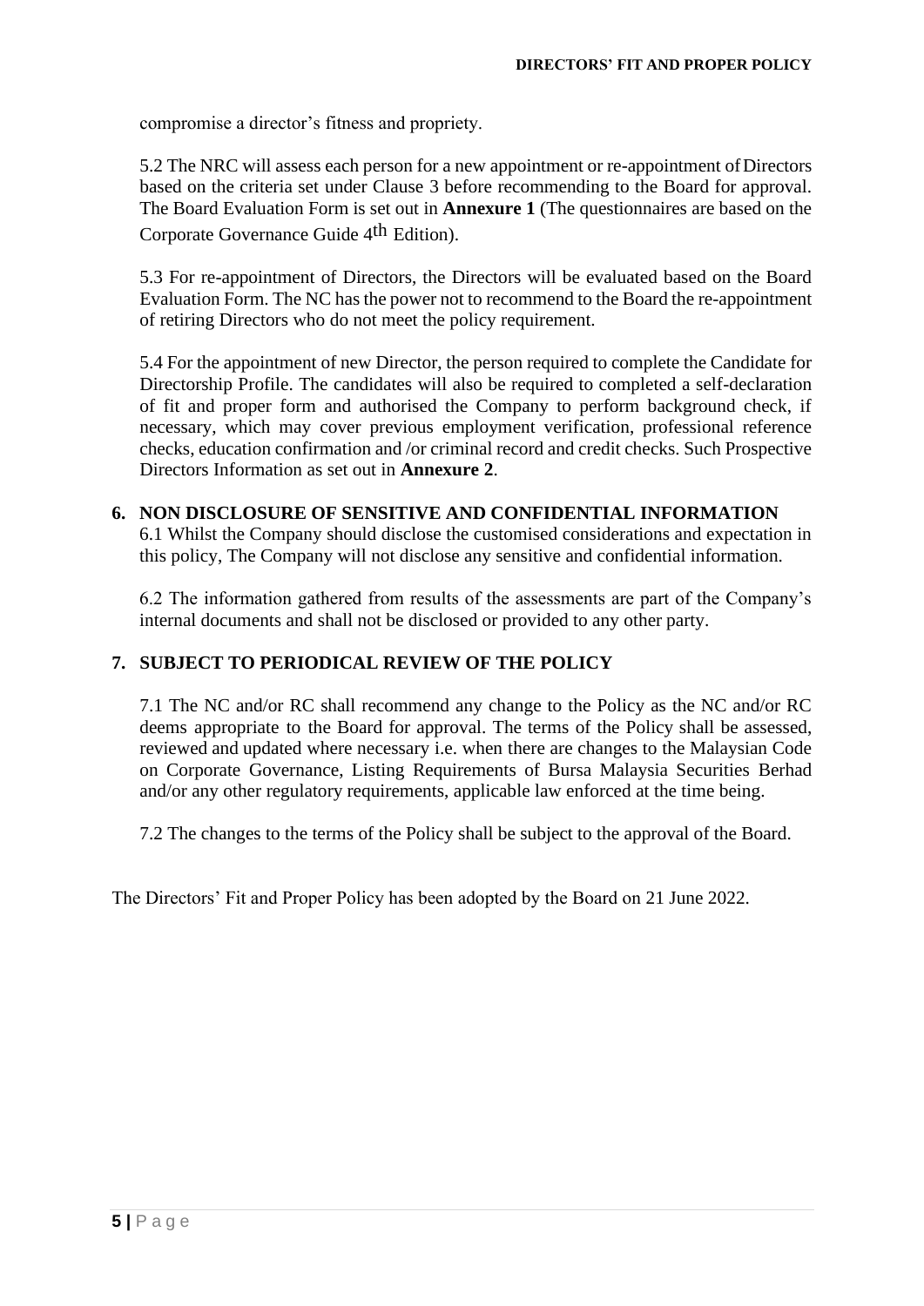compromise a director's fitness and propriety.

5.2 The NRC will assess each person for a new appointment or re-appointment of Directors based on the criteria set under Clause 3 before recommending to the Board for approval. The Board Evaluation Form is set out in **Annexure 1** (The questionnaires are based on the Corporate Governance Guide 4th Edition).

5.3 For re-appointment of Directors, the Directors will be evaluated based on the Board Evaluation Form. The NC has the power not to recommend to the Board the re-appointment of retiring Directors who do not meet the policy requirement.

5.4 For the appointment of new Director, the person required to complete the Candidate for Directorship Profile. The candidates will also be required to completed a self-declaration of fit and proper form and authorised the Company to perform background check, if necessary, which may cover previous employment verification, professional reference checks, education confirmation and /or criminal record and credit checks. Such Prospective Directors Information as set out in **Annexure 2**.

## 6. NON DISCLOSURE OF SENSITIVE AND CONFIDENTIAL INFORMATION

6.1 Whilst the Company should disclose the customised considerations and expectation in this policy, The Company will not disclose any sensitive and confidential information.

6.2 The information gathered from results of the assessments are part of the Company's internal documents and shall not be disclosed or provided to any other party.

## 7. SUBJECT TO PERIODICAL REVIEW OF THE POLICY

7.1 The NC and/or RC shall recommend any change to the Policy as the NC and/or RC deems appropriate to the Board for approval. The terms of the Policy shall be assessed, reviewed and updated where necessary i.e. when there are changes to the Malaysian Code on Corporate Governance, Listing Requirements of Bursa Malaysia Securities Berhad and/or any other regulatory requirements, applicable law enforced at the time being.

7.2 The changes to the terms of the Policy shall be subject to the approval of the Board.

The Directors' Fit and Proper Policy has been adopted by the Board on 21 June 2022.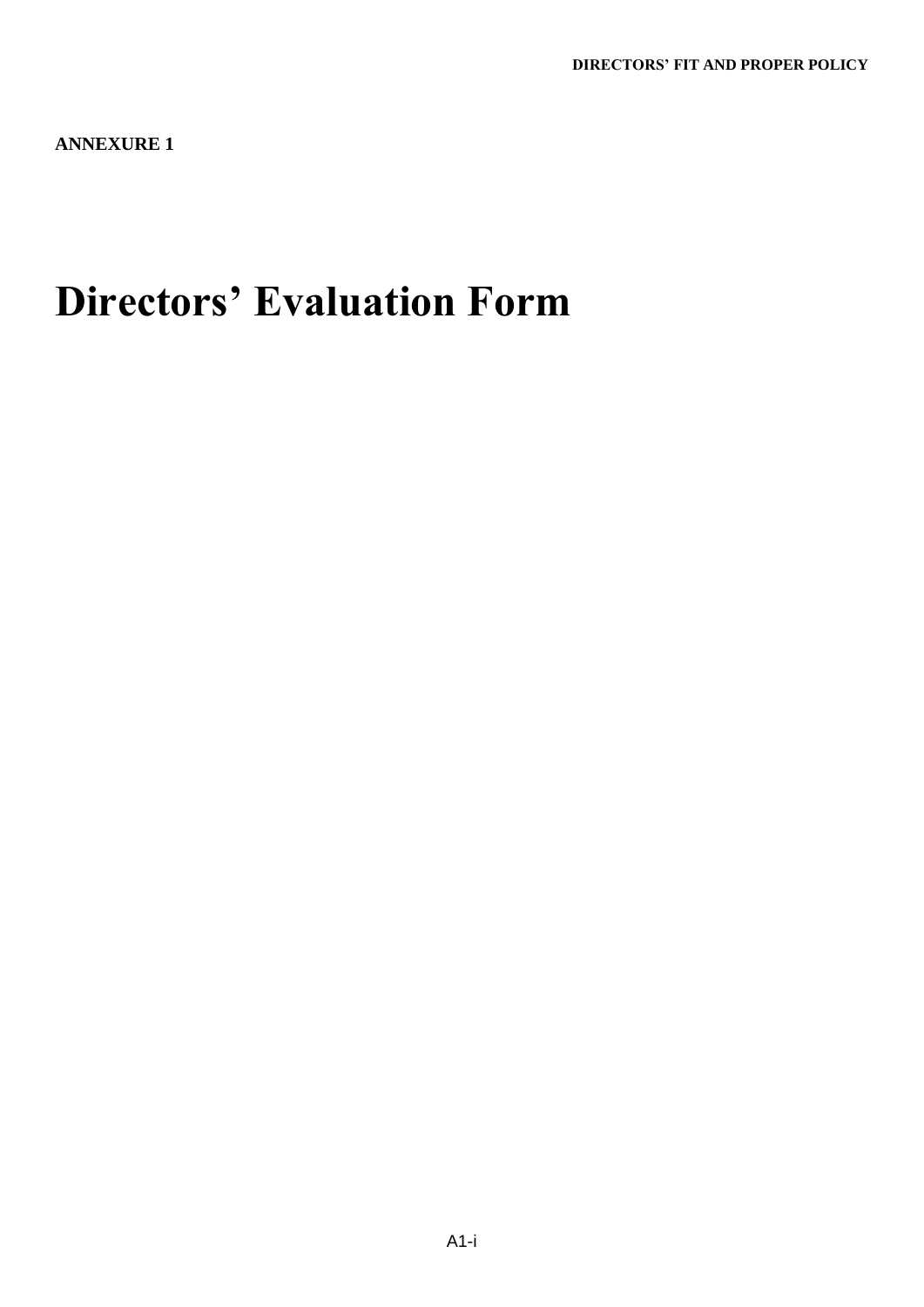**ANNEXURE 1**

# Directors' Evaluation Form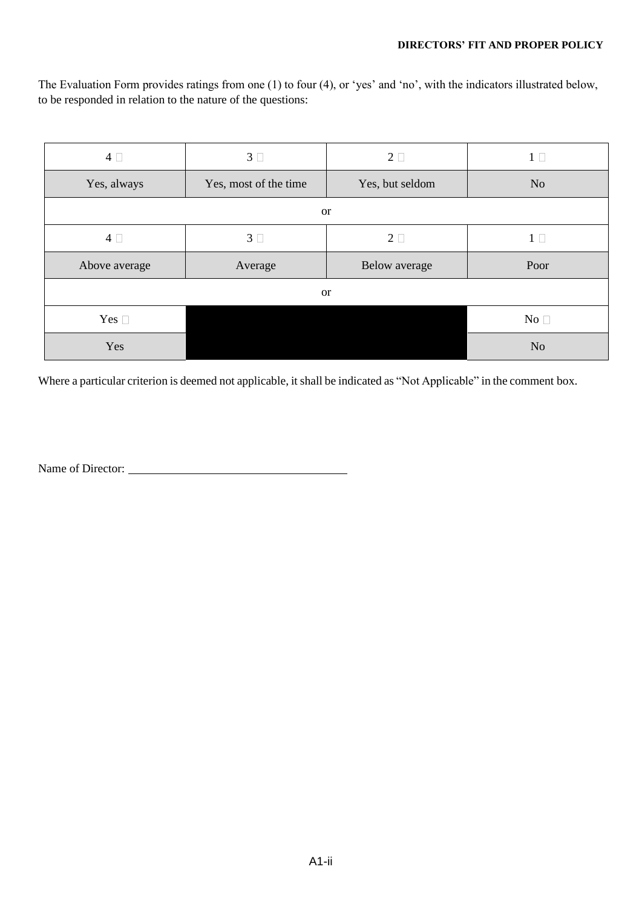The Evaluation Form provides ratings from one (1) to four (4), or 'yes' and 'no', with the indicators illustrated below, to be responded in relation to the nature of the questions:

| 4 ☐ | 3 ☐ | 2 ☐ | 1 ☐ |
|---|---|---|---|
| Yes, always | Yes, most of the time | Yes, but seldom | No |
| or | | | |
| 4 ☐ | 3 ☐ | 2 ☐ | 1 ☐ |
| Above average | Average | Below average | Poor |
| or | | | |
| Yes ☐ | | | No ☐ |
| Yes | | | No |

Where a particular criterion is deemed not applicable, it shall be indicated as "Not Applicable" in the comment box.

Name of Director: ____________________________________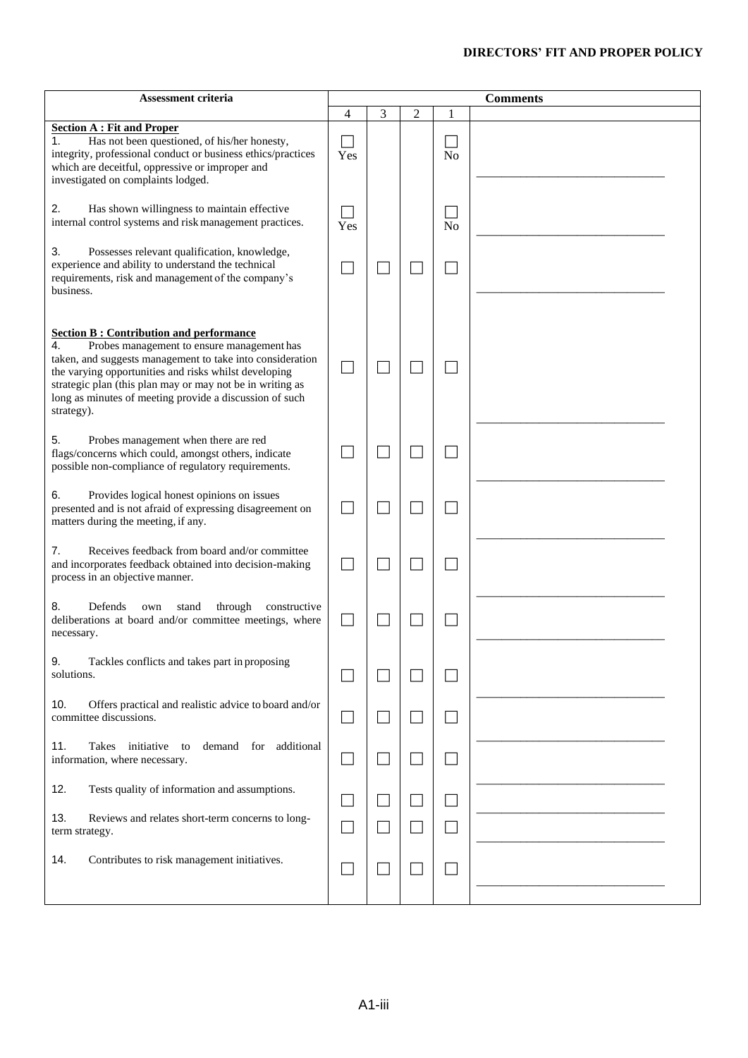| Assessment criteria | Comments | | | | |
|---|---|---|---|---|---|
| | 4 | 3 | 2 | 1 | |
| **Section A : Fit and Proper** | | | | | |
| 1. Has not been questioned, of his/her honesty, integrity, professional conduct or business ethics/practices which are deceitful, oppressive or improper and investigated on complaints lodged. | ☐ Yes | | | ☐ No | ______________________________ |
| 2. Has shown willingness to maintain effective internal control systems and risk management practices. | ☐ Yes | | | ☐ No | ______________________________ |
| 3. Possesses relevant qualification, knowledge, experience and ability to understand the technical requirements, risk and management of the company's business. | ☐ | ☐ | ☐ | ☐ | ______________________________ |
| **Section B : Contribution and performance** | | | | | |
| 4. Probes management to ensure management has taken, and suggests management to take into consideration the varying opportunities and risks whilst developing strategic plan (this plan may or may not be in writing as long as minutes of meeting provide a discussion of such strategy). | ☐ | ☐ | ☐ | ☐ | ______________________________ |
| 5. Probes management when there are red flags/concerns which could, amongst others, indicate possible non-compliance of regulatory requirements. | ☐ | ☐ | ☐ | ☐ | ______________________________ |
| 6. Provides logical honest opinions on issues presented and is not afraid of expressing disagreement on matters during the meeting, if any. | ☐ | ☐ | ☐ | ☐ | ______________________________ |
| 7. Receives feedback from board and/or committee and incorporates feedback obtained into decision-making process in an objective manner. | ☐ | ☐ | ☐ | ☐ | ______________________________ |
| 8. Defends own stand through constructive deliberations at board and/or committee meetings, where necessary. | ☐ | ☐ | ☐ | ☐ | ______________________________ |
| 9. Tackles conflicts and takes part in proposing solutions. | ☐ | ☐ | ☐ | ☐ | ______________________________ |
| 10. Offers practical and realistic advice to board and/or committee discussions. | ☐ | ☐ | ☐ | ☐ | ______________________________ |
| 11. Takes initiative to demand for additional information, where necessary. | ☐ | ☐ | ☐ | ☐ | ______________________________ |
| 12. Tests quality of information and assumptions. | ☐ | ☐ | ☐ | ☐ | ______________________________ |
| 13. Reviews and relates short-term concerns to long-term strategy. | ☐ | ☐ | ☐ | ☐ | ______________________________ |
| 14. Contributes to risk management initiatives. | ☐ | ☐ | ☐ | ☐ | ______________________________ |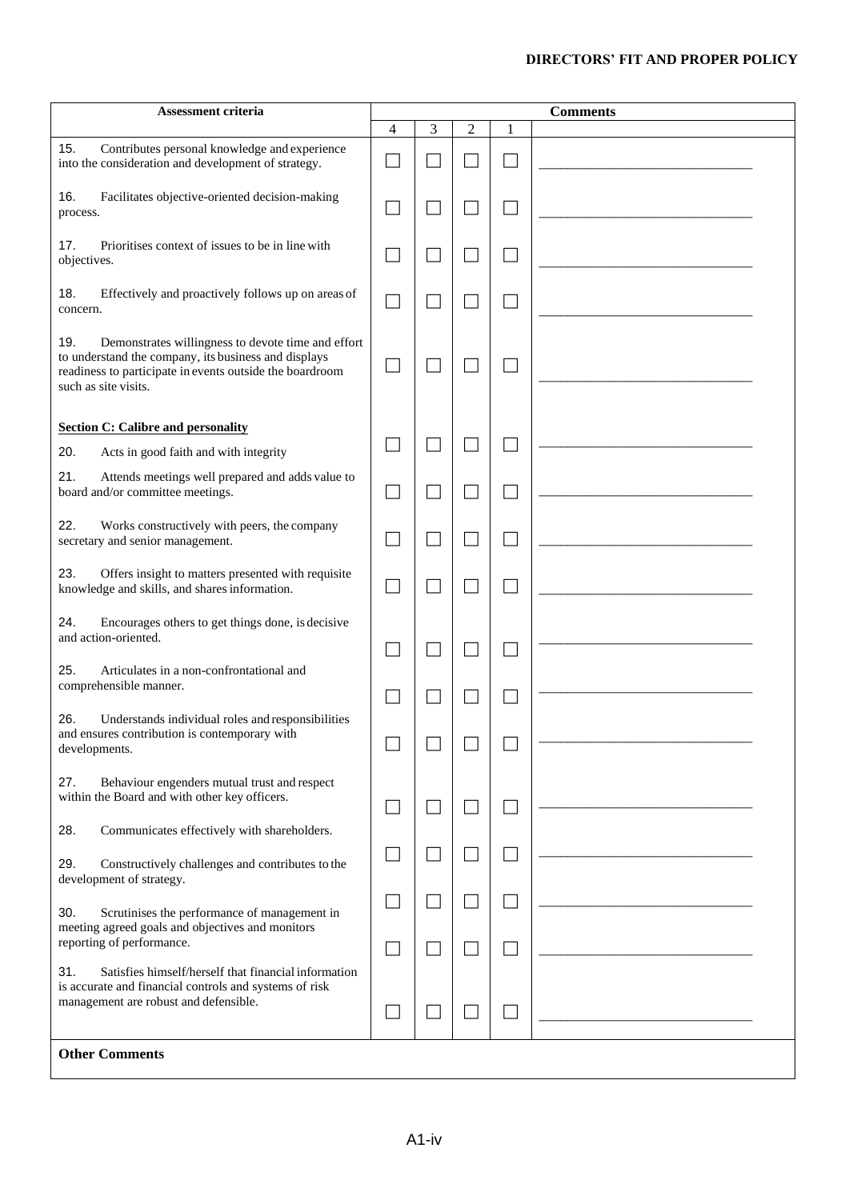| Assessment criteria | | | | | Comments |
|---|---|---|---|---|---|
| | 4 | 3 | 2 | 1 | |
| 15. Contributes personal knowledge and experience into the consideration and development of strategy. | ☐ | ☐ | ☐ | ☐ | ______________________________ |
| 16. Facilitates objective-oriented decision-making process. | ☐ | ☐ | ☐ | ☐ | ______________________________ |
| 17. Prioritises context of issues to be in line with objectives. | ☐ | ☐ | ☐ | ☐ | ______________________________ |
| 18. Effectively and proactively follows up on areas of concern. | ☐ | ☐ | ☐ | ☐ | ______________________________ |
| 19. Demonstrates willingness to devote time and effort to understand the company, its business and displays readiness to participate in events outside the boardroom such as site visits. | ☐ | ☐ | ☐ | ☐ | ______________________________ |
| **Section C: Calibre and personality** | | | | | |
| 20. Acts in good faith and with integrity | ☐ | ☐ | ☐ | ☐ | ______________________________ |
| 21. Attends meetings well prepared and adds value to board and/or committee meetings. | ☐ | ☐ | ☐ | ☐ | ______________________________ |
| 22. Works constructively with peers, the company secretary and senior management. | ☐ | ☐ | ☐ | ☐ | ______________________________ |
| 23. Offers insight to matters presented with requisite knowledge and skills, and shares information. | ☐ | ☐ | ☐ | ☐ | ______________________________ |
| 24. Encourages others to get things done, is decisive and action-oriented. | ☐ | ☐ | ☐ | ☐ | ______________________________ |
| 25. Articulates in a non-confrontational and comprehensible manner. | ☐ | ☐ | ☐ | ☐ | ______________________________ |
| 26. Understands individual roles and responsibilities and ensures contribution is contemporary with developments. | ☐ | ☐ | ☐ | ☐ | ______________________________ |
| 27. Behaviour engenders mutual trust and respect within the Board and with other key officers. | ☐ | ☐ | ☐ | ☐ | ______________________________ |
| 28. Communicates effectively with shareholders. | ☐ | ☐ | ☐ | ☐ | ______________________________ |
| 29. Constructively challenges and contributes to the development of strategy. | ☐ | ☐ | ☐ | ☐ | ______________________________ |
| 30. Scrutinises the performance of management in meeting agreed goals and objectives and monitors reporting of performance. | ☐ | ☐ | ☐ | ☐ | ______________________________ |
| 31. Satisfies himself/herself that financial information is accurate and financial controls and systems of risk management are robust and defensible. | ☐ | ☐ | ☐ | ☐ | ______________________________ |

**Other Comments**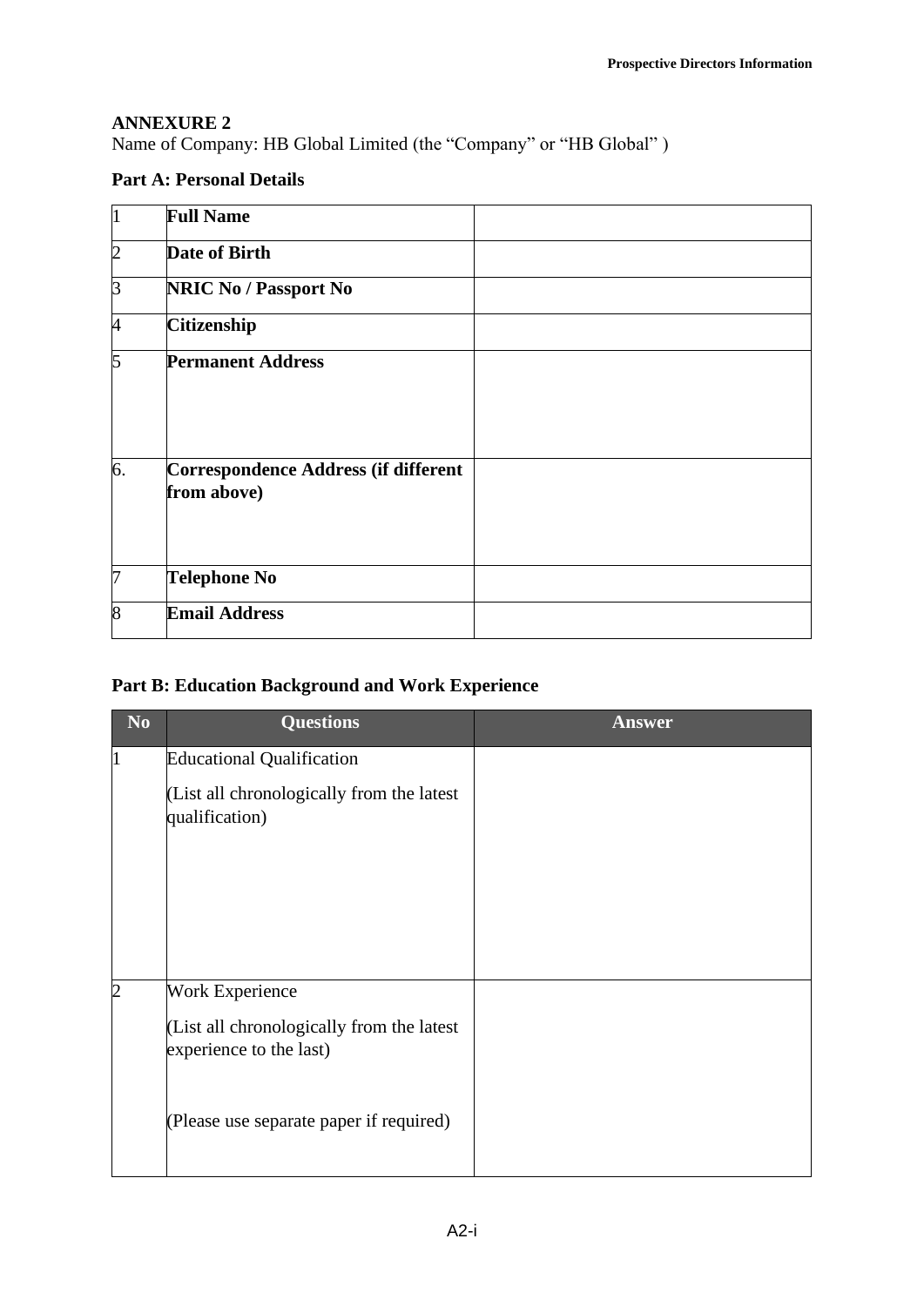## ANNEXURE 2

Name of Company: HB Global Limited (the “Company” or “HB Global” )

### Part A: Personal Details

| | | |
|---|---|---|
| 1 | **Full Name** | |
| 2 | **Date of Birth** | |
| 3 | **NRIC No / Passport No** | |
| 4 | **Citizenship** | |
| 5 | **Permanent Address** | |
| 6. | **Correspondence Address (if different from above)** | |
| 7 | **Telephone No** | |
| 8 | **Email Address** | |

### Part B: Education Background and Work Experience

| No | Questions | Answer |
|---|---|---|
| 1 | Educational Qualification<br><br>(List all chronologically from the latest qualification) | |
| 2 | Work Experience<br><br>(List all chronologically from the latest experience to the last)<br><br>(Please use separate paper if required) | |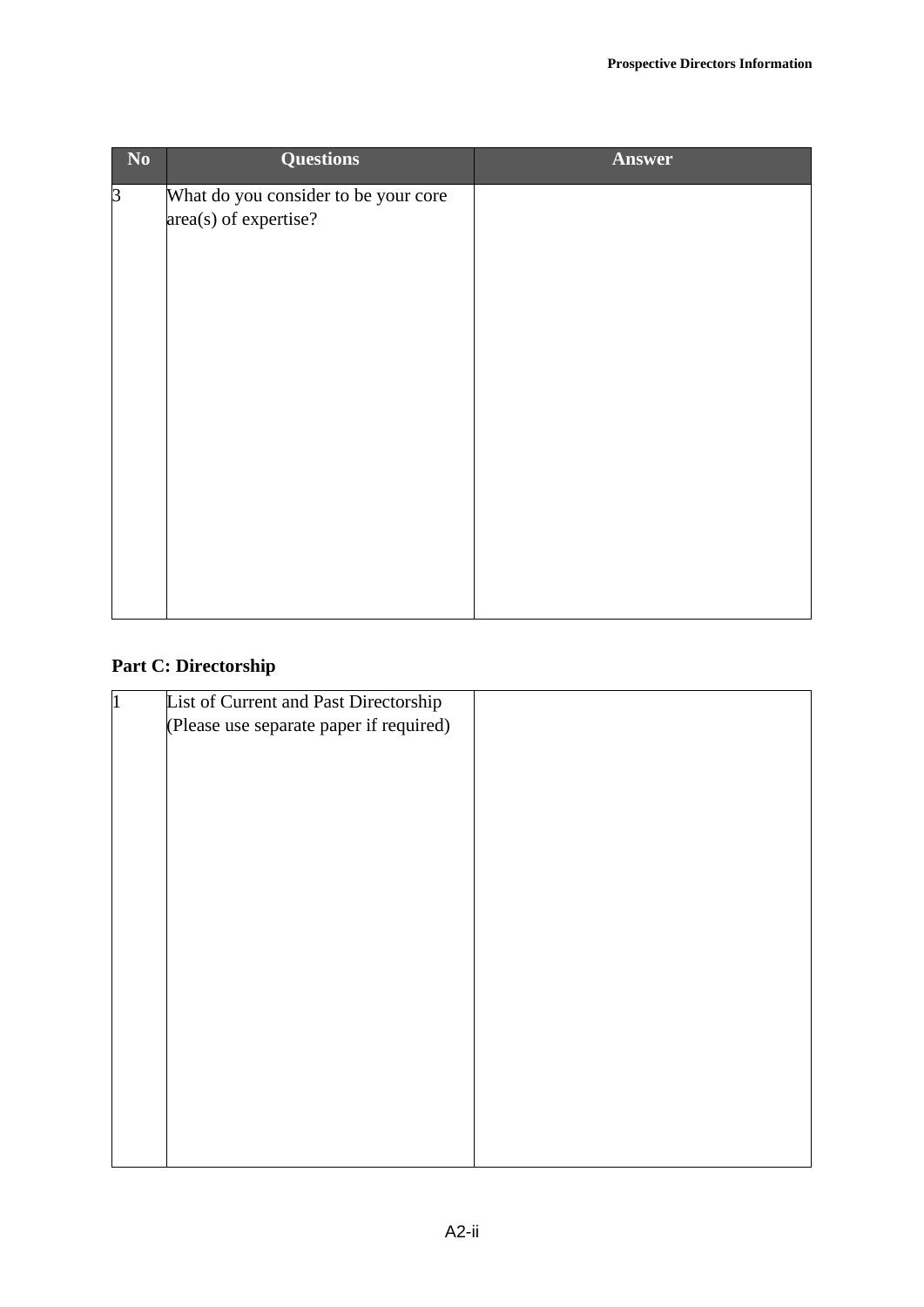| No | Questions | Answer |
|---|---|---|
| 3 | What do you consider to be your core area(s) of expertise? | |

## Part C: Directorship

| | | |
|---|---|---|
| 1 | List of Current and Past Directorship (Please use separate paper if required) | |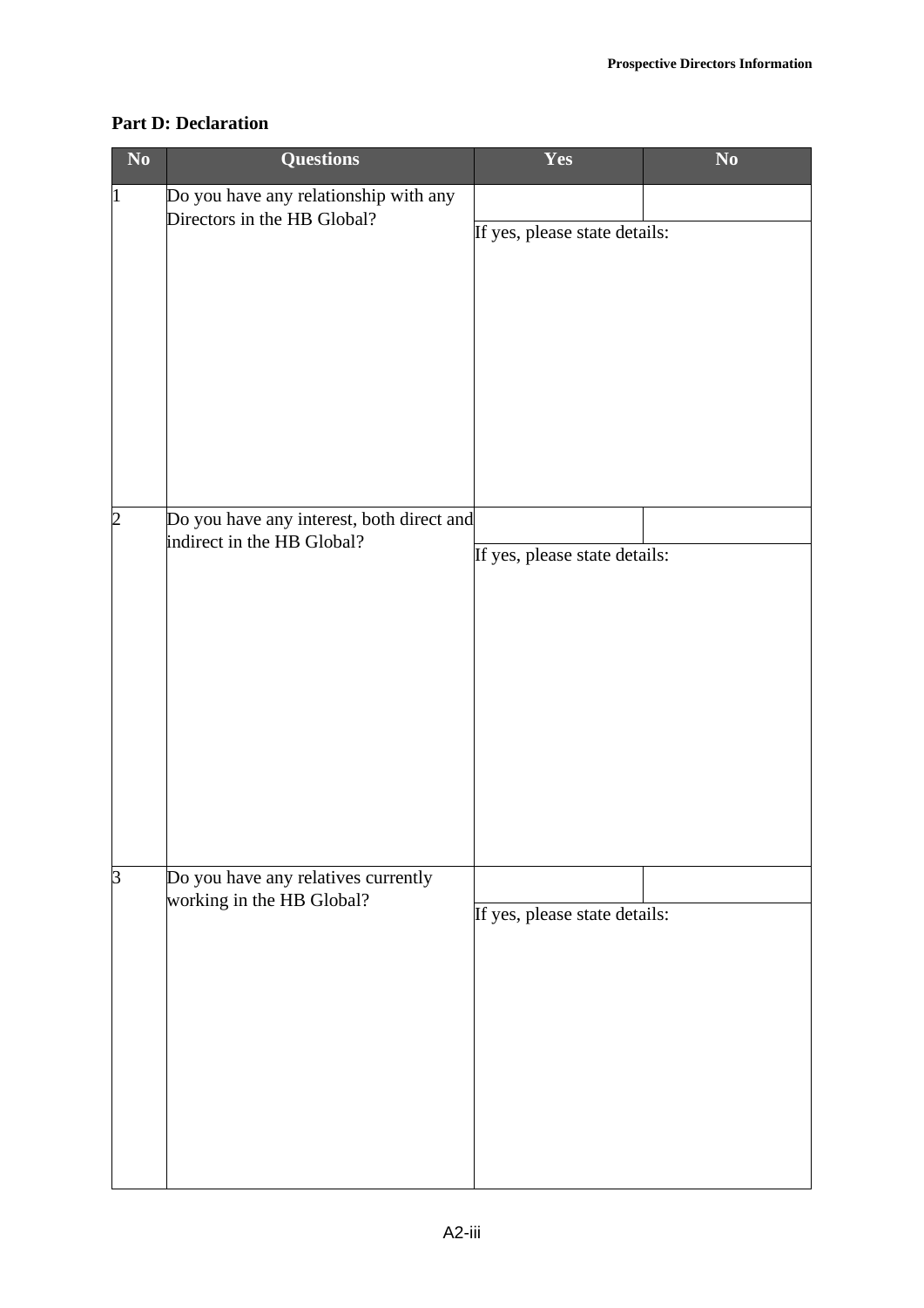## Part D: Declaration

| No | Questions | Yes | No |
|---|---|---|---|
| 1 | Do you have any relationship with any Directors in the HB Global? | | |
| | | If yes, please state details: | |
| 2 | Do you have any interest, both direct and indirect in the HB Global? | | |
| | | If yes, please state details: | |
| 3 | Do you have any relatives currently working in the HB Global? | | |
| | | If yes, please state details: | |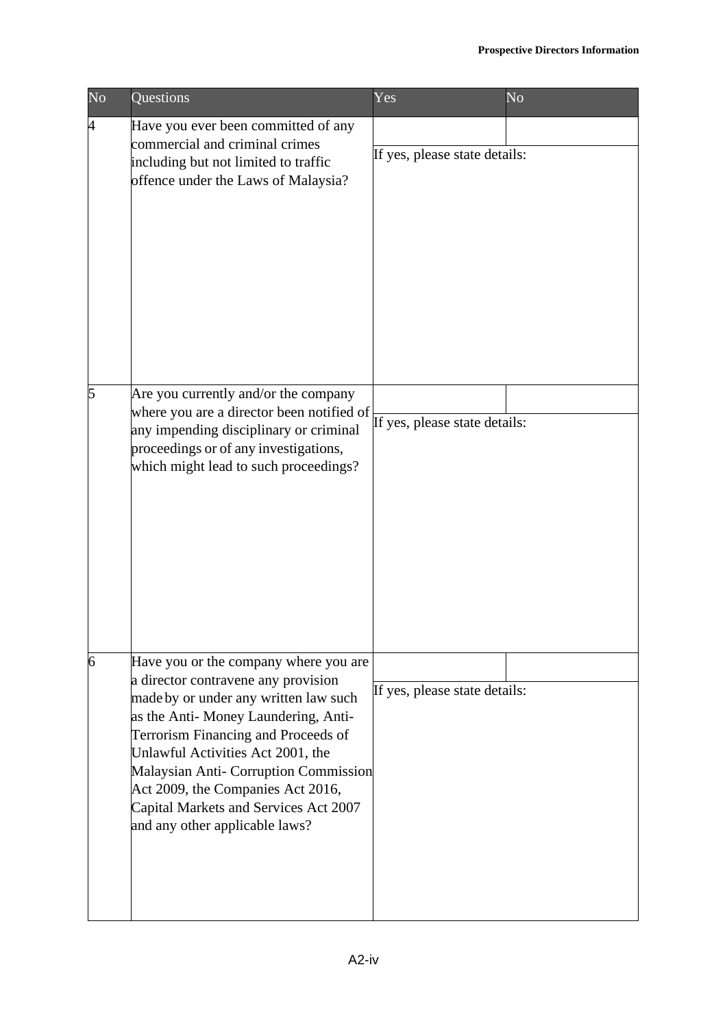| No | Questions | Yes | No |
|---|---|---|---|
| 4 | Have you ever been committed of any commercial and criminal crimes including but not limited to traffic offence under the Laws of Malaysia? | | |
| | | If yes, please state details: | |
| 5 | Are you currently and/or the company where you are a director been notified of any impending disciplinary or criminal proceedings or of any investigations, which might lead to such proceedings? | | |
| | | If yes, please state details: | |
| 6 | Have you or the company where you are a director contravene any provision made by or under any written law such as the Anti- Money Laundering, Anti- Terrorism Financing and Proceeds of Unlawful Activities Act 2001, the Malaysian Anti- Corruption Commission Act 2009, the Companies Act 2016, Capital Markets and Services Act 2007 and any other applicable laws? | | |
| | | If yes, please state details: | |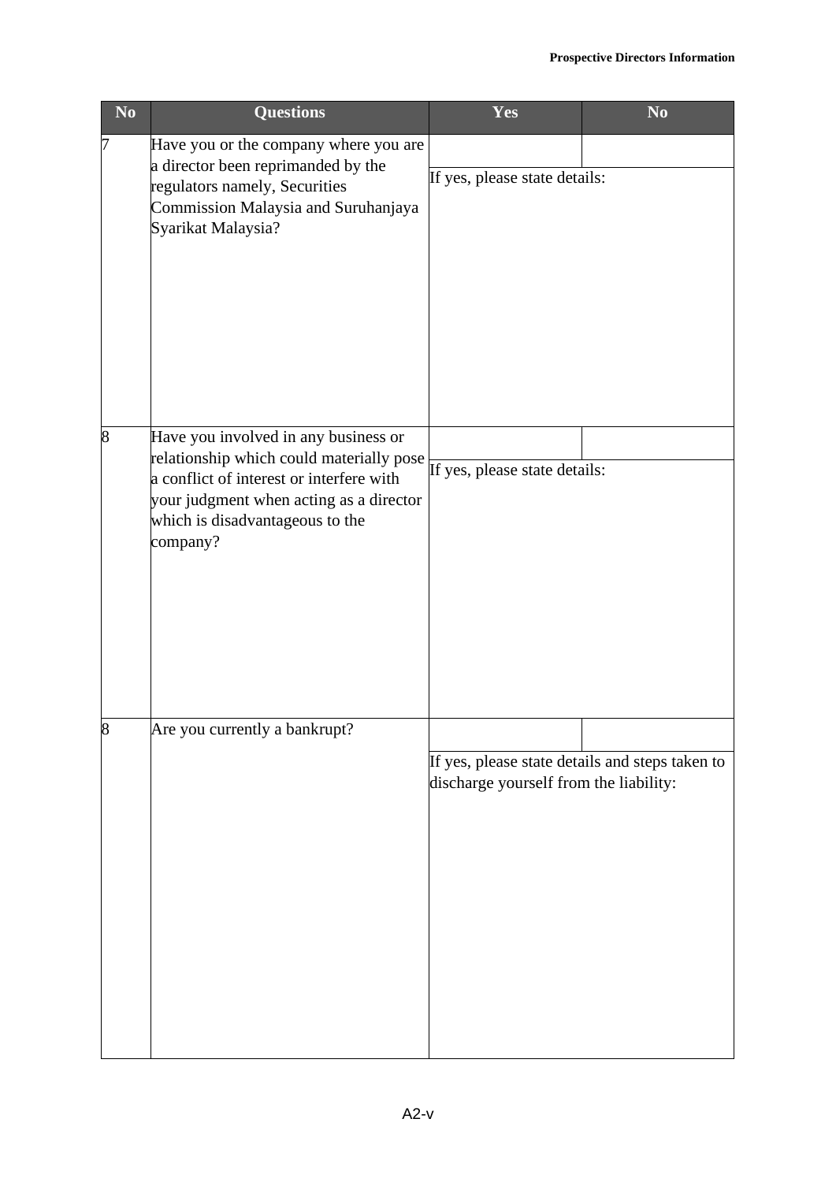| No | Questions | Yes | No |
|---|---|---|---|
| 7 | Have you or the company where you are a director been reprimanded by the regulators namely, Securities Commission Malaysia and Suruhanjaya Syarikat Malaysia? | | |
| | | If yes, please state details: | |
| 8 | Have you involved in any business or relationship which could materially pose a conflict of interest or interfere with your judgment when acting as a director which is disadvantageous to the company? | | |
| | | If yes, please state details: | |
| 8 | Are you currently a bankrupt? | | |
| | | If yes, please state details and steps taken to discharge yourself from the liability: | |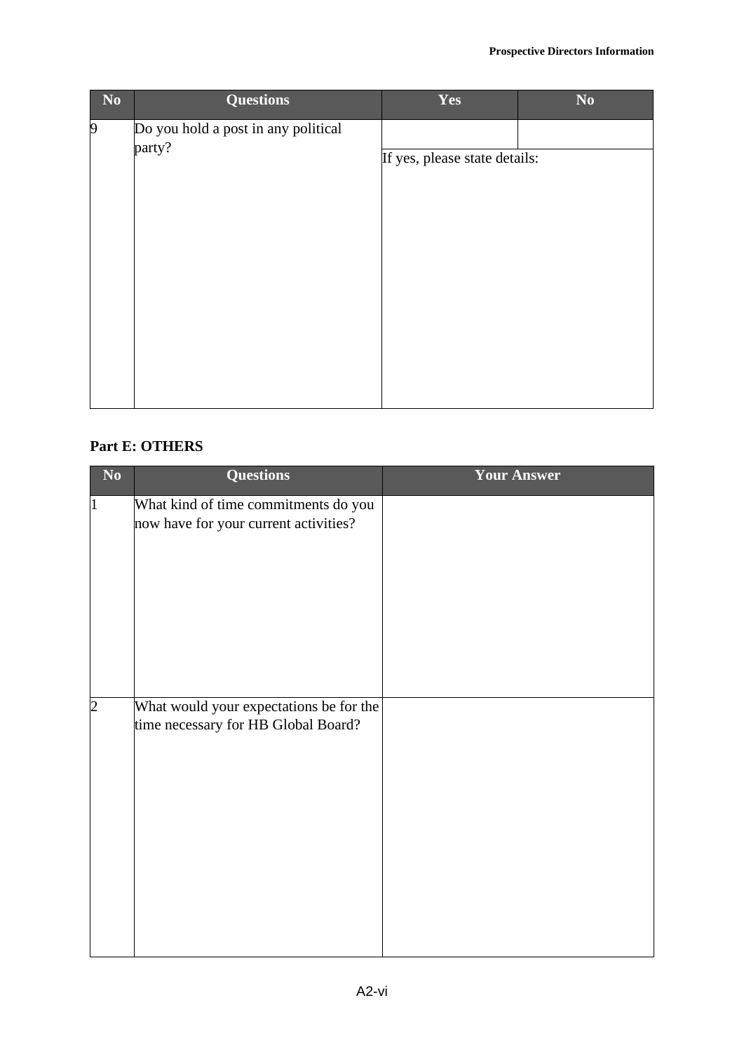| No | Questions | Yes | No |
|---|---|---|---|
| 9 | Do you hold a post in any political party? | | |
| | | If yes, please state details: | |

**Part E: OTHERS**

| No | Questions | Your Answer |
|---|---|---|
| 1 | What kind of time commitments do you now have for your current activities? | |
| 2 | What would your expectations be for the time necessary for HB Global Board? | |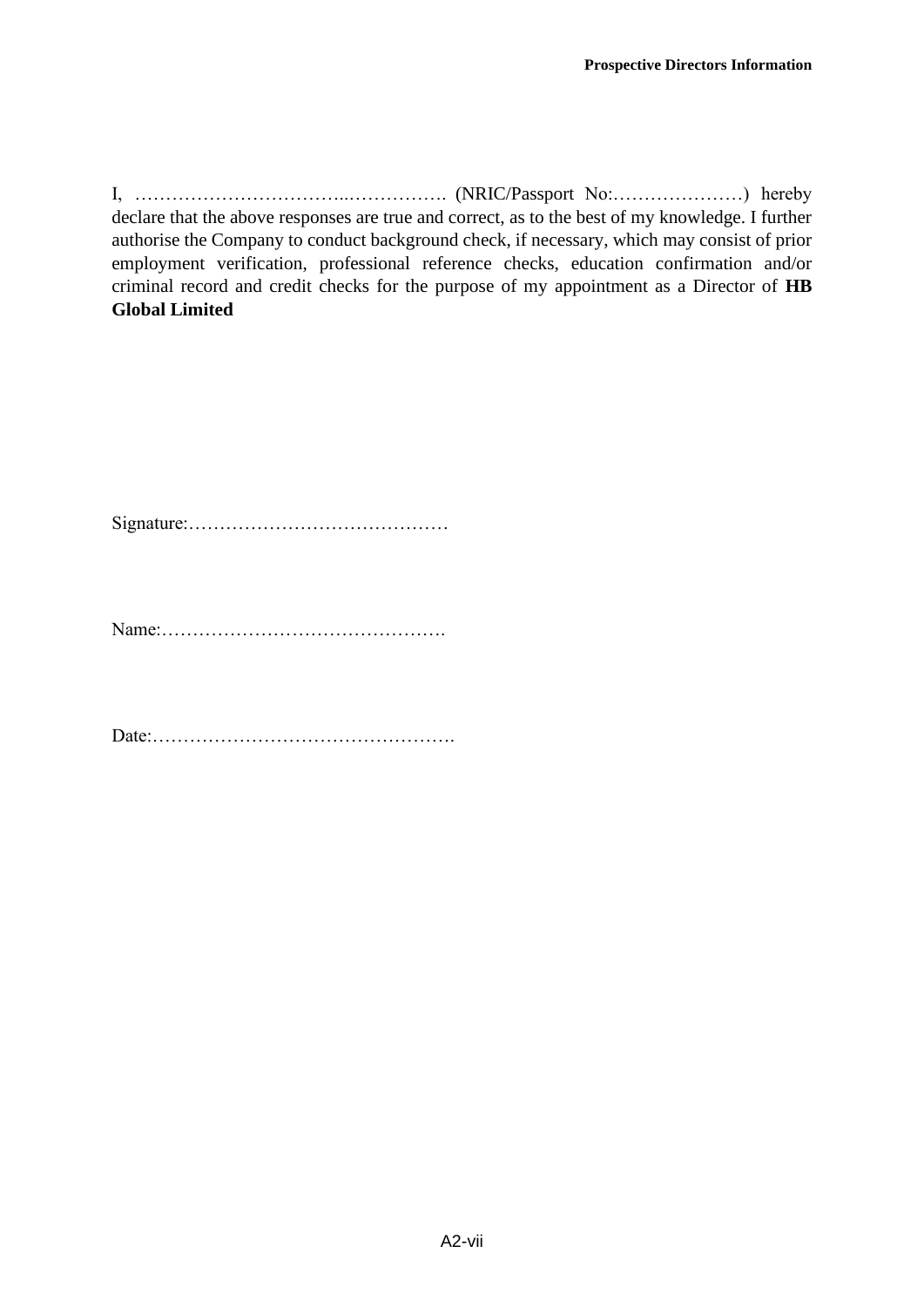I, ……………………………...……………. (NRIC/Passport No:…………………) hereby declare that the above responses are true and correct, as to the best of my knowledge. I further authorise the Company to conduct background check, if necessary, which may consist of prior employment verification, professional reference checks, education confirmation and/or criminal record and credit checks for the purpose of my appointment as a Director of **HB Global Limited**

Signature:……………………………………

Name:……………………………………….

Date:………………………………………….